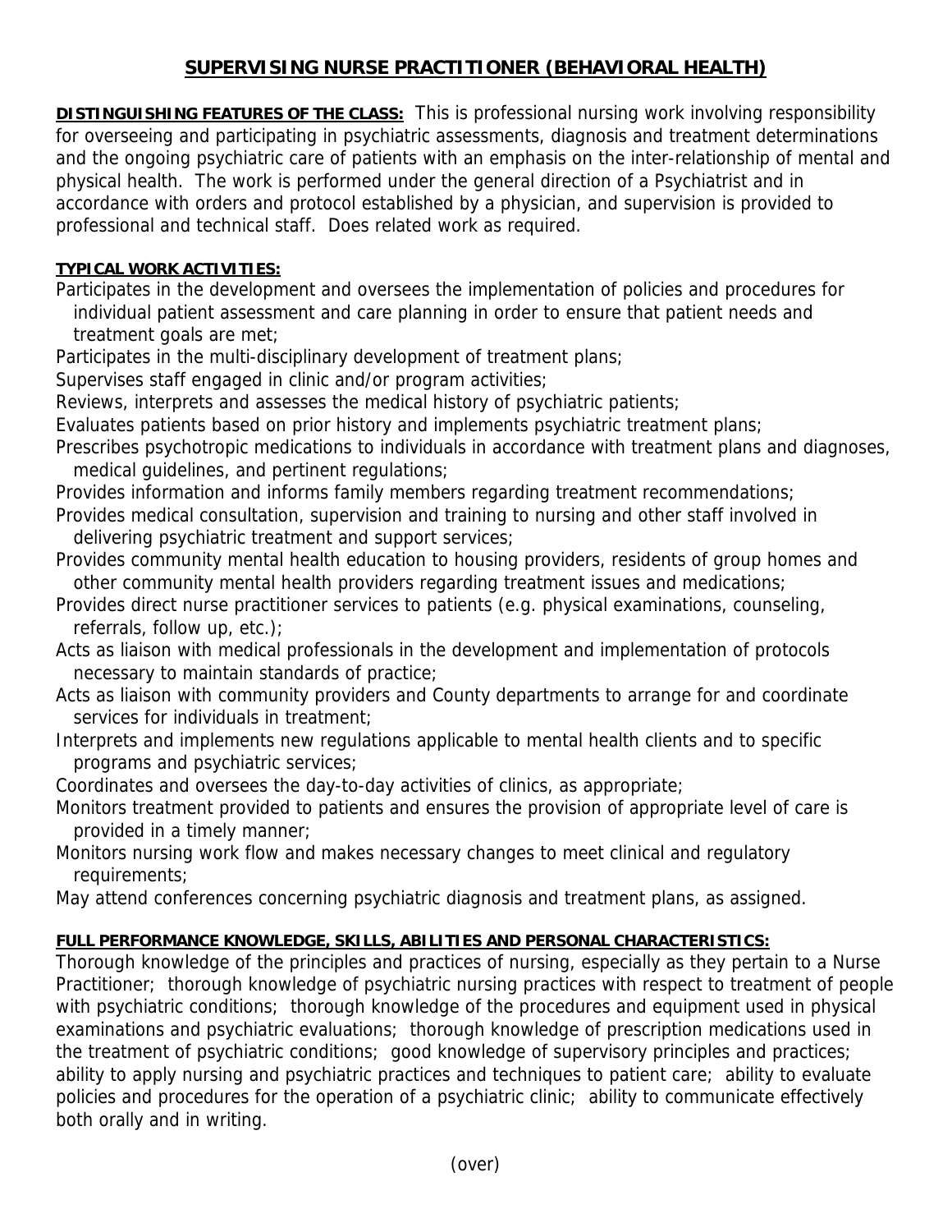# SUPERVISING NURSE PRACTITIONER (BEHAVIORAL HEALTH)

**DISTINGUISHING FEATURES OF THE CLASS:** This is professional nursing work involving responsibility for overseeing and participating in psychiatric assessments, diagnosis and treatment determinations and the ongoing psychiatric care of patients with an emphasis on the inter-relationship of mental and physical health. The work is performed under the general direction of a Psychiatrist and in accordance with orders and protocol established by a physician, and supervision is provided to professional and technical staff. Does related work as required.

**TYPICAL WORK ACTIVITIES:**

Participates in the development and oversees the implementation of policies and procedures for individual patient assessment and care planning in order to ensure that patient needs and treatment goals are met;

Participates in the multi-disciplinary development of treatment plans;

Supervises staff engaged in clinic and/or program activities;

Reviews, interprets and assesses the medical history of psychiatric patients;

Evaluates patients based on prior history and implements psychiatric treatment plans;

Prescribes psychotropic medications to individuals in accordance with treatment plans and diagnoses, medical guidelines, and pertinent regulations;

Provides information and informs family members regarding treatment recommendations;

Provides medical consultation, supervision and training to nursing and other staff involved in delivering psychiatric treatment and support services;

Provides community mental health education to housing providers, residents of group homes and other community mental health providers regarding treatment issues and medications;

Provides direct nurse practitioner services to patients (e.g. physical examinations, counseling, referrals, follow up, etc.);

Acts as liaison with medical professionals in the development and implementation of protocols necessary to maintain standards of practice;

Acts as liaison with community providers and County departments to arrange for and coordinate services for individuals in treatment;

Interprets and implements new regulations applicable to mental health clients and to specific programs and psychiatric services;

Coordinates and oversees the day-to-day activities of clinics, as appropriate;

Monitors treatment provided to patients and ensures the provision of appropriate level of care is provided in a timely manner;

Monitors nursing work flow and makes necessary changes to meet clinical and regulatory requirements;

May attend conferences concerning psychiatric diagnosis and treatment plans, as assigned.

**FULL PERFORMANCE KNOWLEDGE, SKILLS, ABILITIES AND PERSONAL CHARACTERISTICS:**

Thorough knowledge of the principles and practices of nursing, especially as they pertain to a Nurse Practitioner; thorough knowledge of psychiatric nursing practices with respect to treatment of people with psychiatric conditions; thorough knowledge of the procedures and equipment used in physical examinations and psychiatric evaluations; thorough knowledge of prescription medications used in the treatment of psychiatric conditions; good knowledge of supervisory principles and practices; ability to apply nursing and psychiatric practices and techniques to patient care; ability to evaluate policies and procedures for the operation of a psychiatric clinic; ability to communicate effectively both orally and in writing.

(over)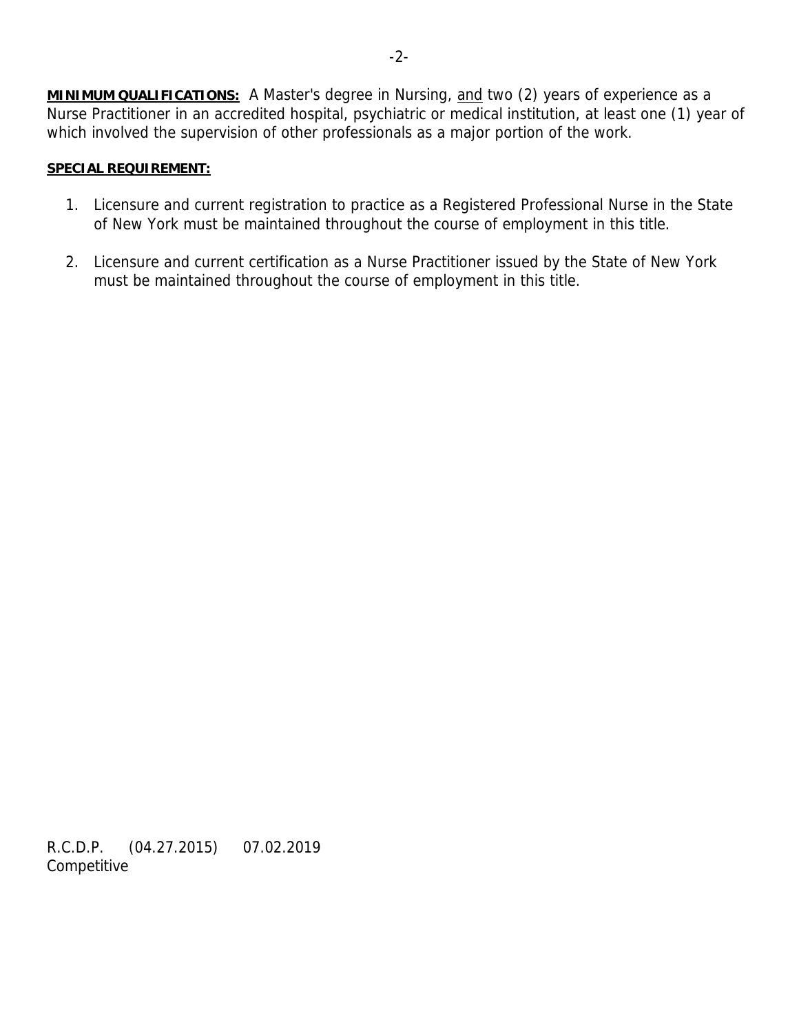**MINIMUM QUALIFICATIONS:** A Master's degree in Nursing, and two (2) years of experience as a Nurse Practitioner in an accredited hospital, psychiatric or medical institution, at least one (1) year of which involved the supervision of other professionals as a major portion of the work.

**SPECIAL REQUIREMENT:**

1. Licensure and current registration to practice as a Registered Professional Nurse in the State of New York must be maintained throughout the course of employment in this title.

2. Licensure and current certification as a Nurse Practitioner issued by the State of New York must be maintained throughout the course of employment in this title.

R.C.D.P. (04.27.2015) 07.02.2019
Competitive